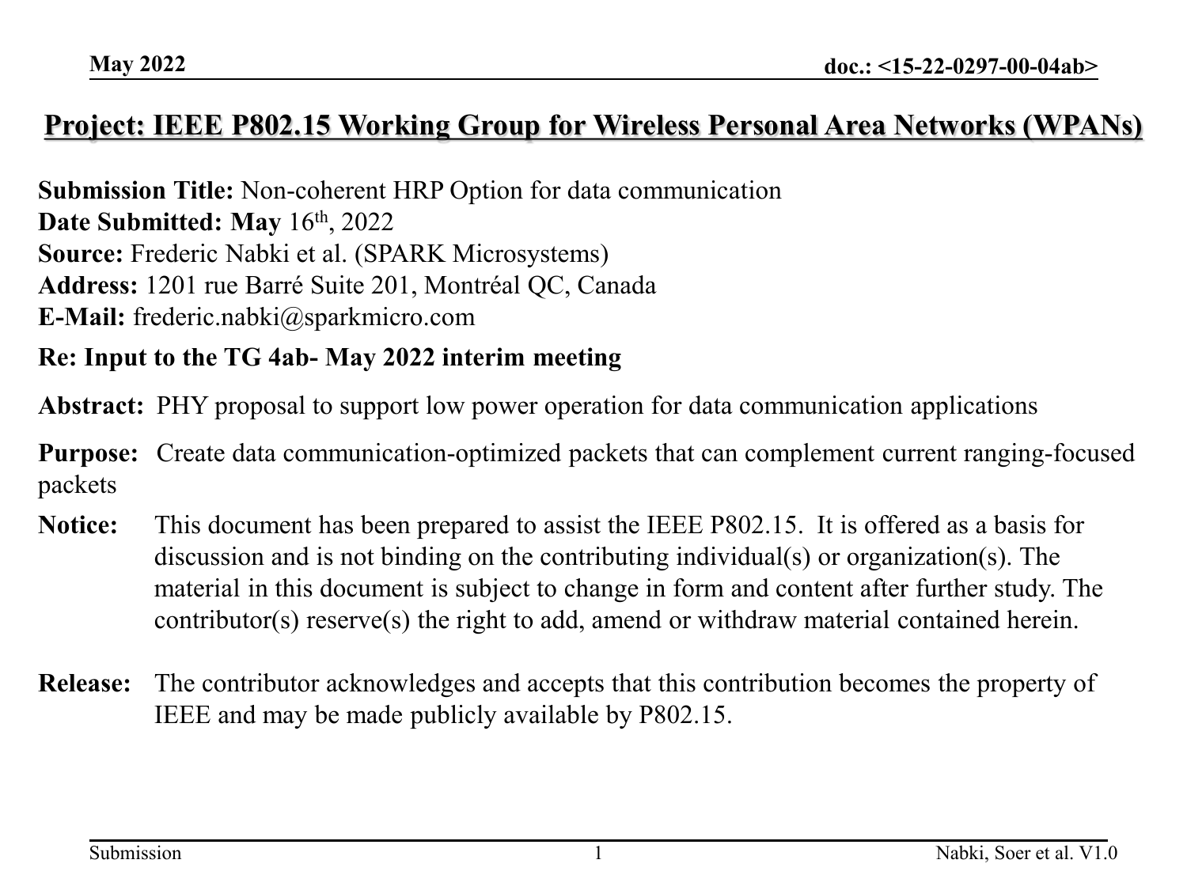# Project: IEEE P802.15 Working Group for Wireless Personal Area Networks (WPANs)

**Submission Title:** Non-coherent HRP Option for data communication
**Date Submitted: May** 16th, 2022
**Source:** Frederic Nabki et al. (SPARK Microsystems)
**Address:** 1201 rue Barré Suite 201, Montréal QC, Canada
**E-Mail:** frederic.nabki@sparkmicro.com

**Re: Input to the TG 4ab- May 2022 interim meeting**

**Abstract:** PHY proposal to support low power operation for data communication applications

**Purpose:** Create data communication-optimized packets that can complement current ranging-focused packets

**Notice:** This document has been prepared to assist the IEEE P802.15. It is offered as a basis for discussion and is not binding on the contributing individual(s) or organization(s). The material in this document is subject to change in form and content after further study. The contributor(s) reserve(s) the right to add, amend or withdraw material contained herein.

**Release:** The contributor acknowledges and accepts that this contribution becomes the property of IEEE and may be made publicly available by P802.15.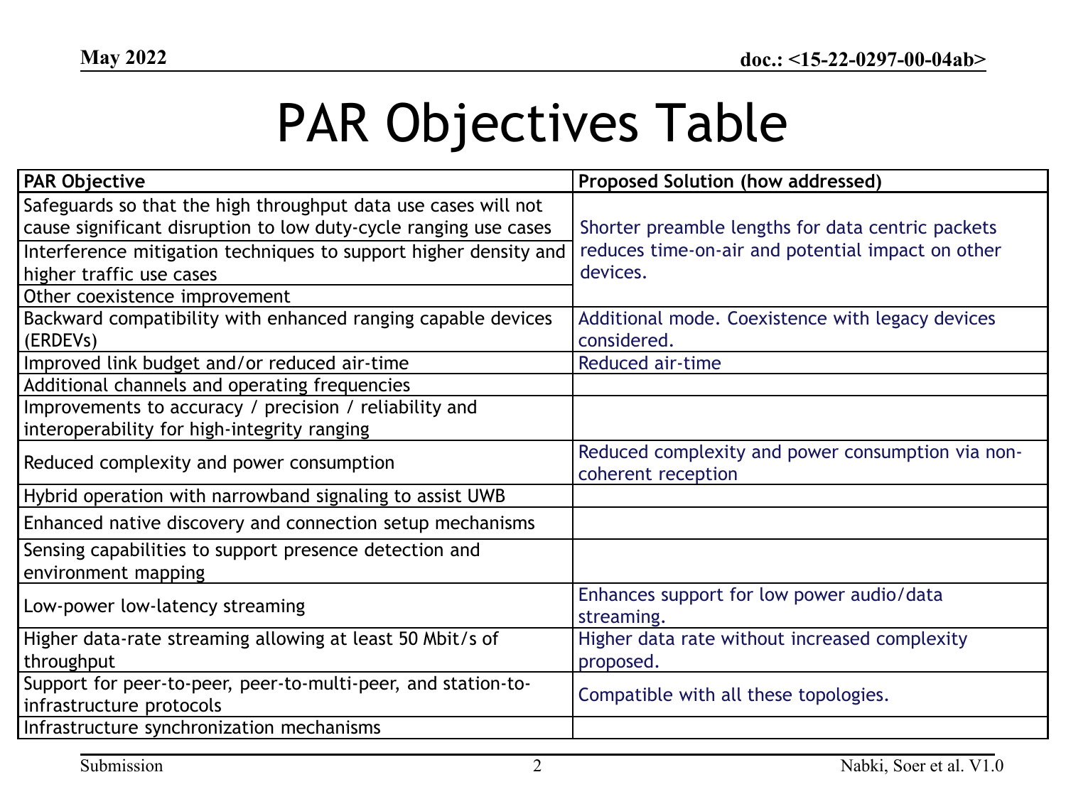# PAR Objectives Table

| PAR Objective | Proposed Solution (how addressed) |
|---|---|
| Safeguards so that the high throughput data use cases will not cause significant disruption to low duty-cycle ranging use cases | Shorter preamble lengths for data centric packets reduces time-on-air and potential impact on other devices. |
| Interference mitigation techniques to support higher density and higher traffic use cases | |
| Other coexistence improvement | |
| Backward compatibility with enhanced ranging capable devices (ERDEVs) | Additional mode. Coexistence with legacy devices considered. |
| Improved link budget and/or reduced air-time | Reduced air-time |
| Additional channels and operating frequencies | |
| Improvements to accuracy / precision / reliability and interoperability for high-integrity ranging | |
| Reduced complexity and power consumption | Reduced complexity and power consumption via non-coherent reception |
| Hybrid operation with narrowband signaling to assist UWB | |
| Enhanced native discovery and connection setup mechanisms | |
| Sensing capabilities to support presence detection and environment mapping | |
| Low-power low-latency streaming | Enhances support for low power audio/data streaming. |
| Higher data-rate streaming allowing at least 50 Mbit/s of throughput | Higher data rate without increased complexity proposed. |
| Support for peer-to-peer, peer-to-multi-peer, and station-to-infrastructure protocols | Compatible with all these topologies. |
| Infrastructure synchronization mechanisms | |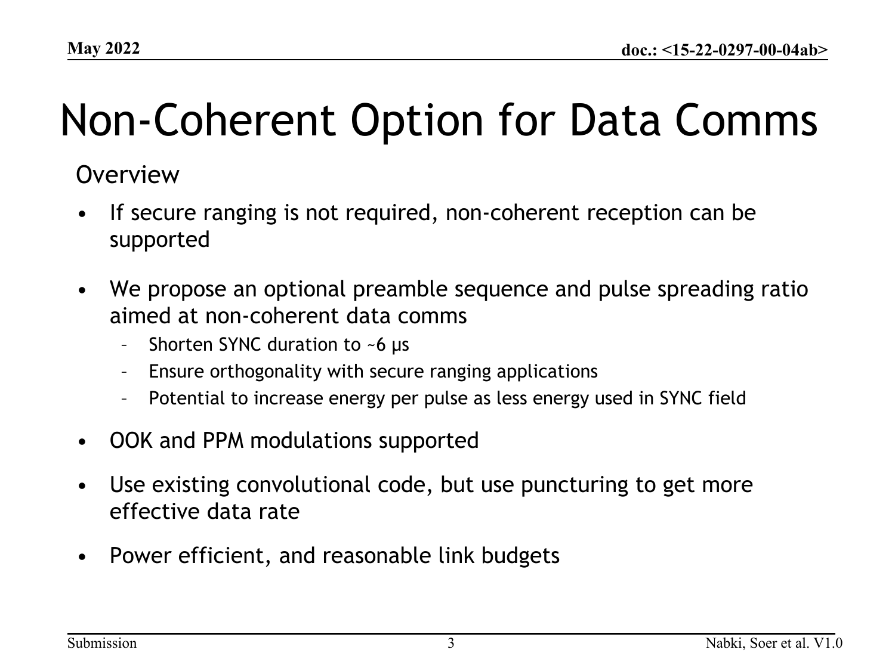# Non-Coherent Option for Data Comms

Overview

- If secure ranging is not required, non-coherent reception can be supported
- We propose an optional preamble sequence and pulse spreading ratio aimed at non-coherent data comms
  - Shorten SYNC duration to ~6 μs
  - Ensure orthogonality with secure ranging applications
  - Potential to increase energy per pulse as less energy used in SYNC field
- OOK and PPM modulations supported
- Use existing convolutional code, but use puncturing to get more effective data rate
- Power efficient, and reasonable link budgets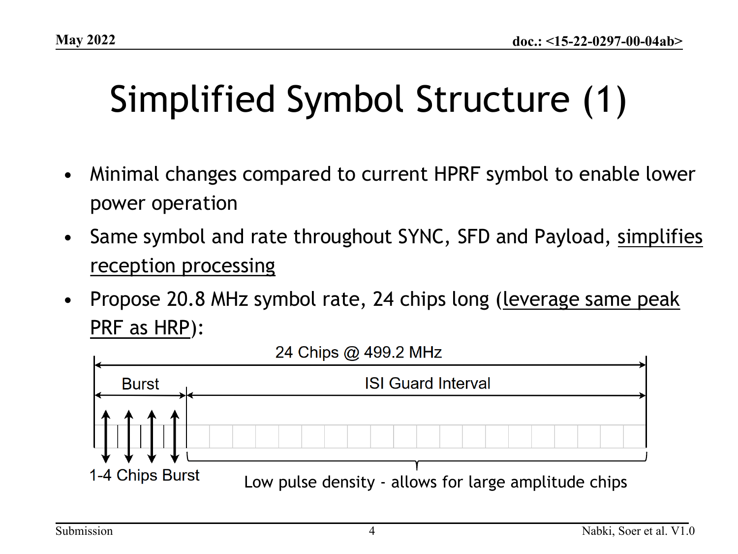# Simplified Symbol Structure (1)

- Minimal changes compared to current HPRF symbol to enable lower power operation
- Same symbol and rate throughout SYNC, SFD and Payload, simplifies reception processing
- Propose 20.8 MHz symbol rate, 24 chips long (leverage same peak PRF as HRP):

24 Chips @ 499.2 MHz

Burst

ISI Guard Interval

1-4 Chips Burst

Low pulse density - allows for large amplitude chips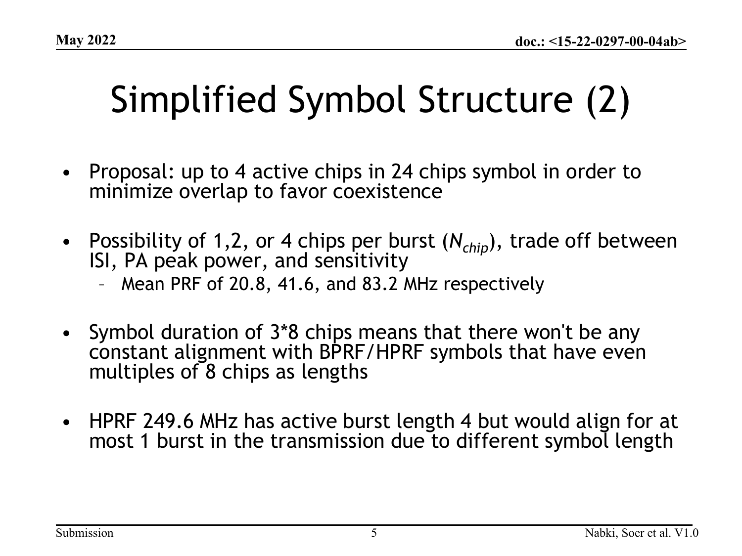# Simplified Symbol Structure (2)

- Proposal: up to 4 active chips in 24 chips symbol in order to minimize overlap to favor coexistence
- Possibility of 1,2, or 4 chips per burst ($N_{chip}$), trade off between ISI, PA peak power, and sensitivity
  - Mean PRF of 20.8, 41.6, and 83.2 MHz respectively
- Symbol duration of 3*8 chips means that there won't be any constant alignment with BPRF/HPRF symbols that have even multiples of 8 chips as lengths
- HPRF 249.6 MHz has active burst length 4 but would align for at most 1 burst in the transmission due to different symbol length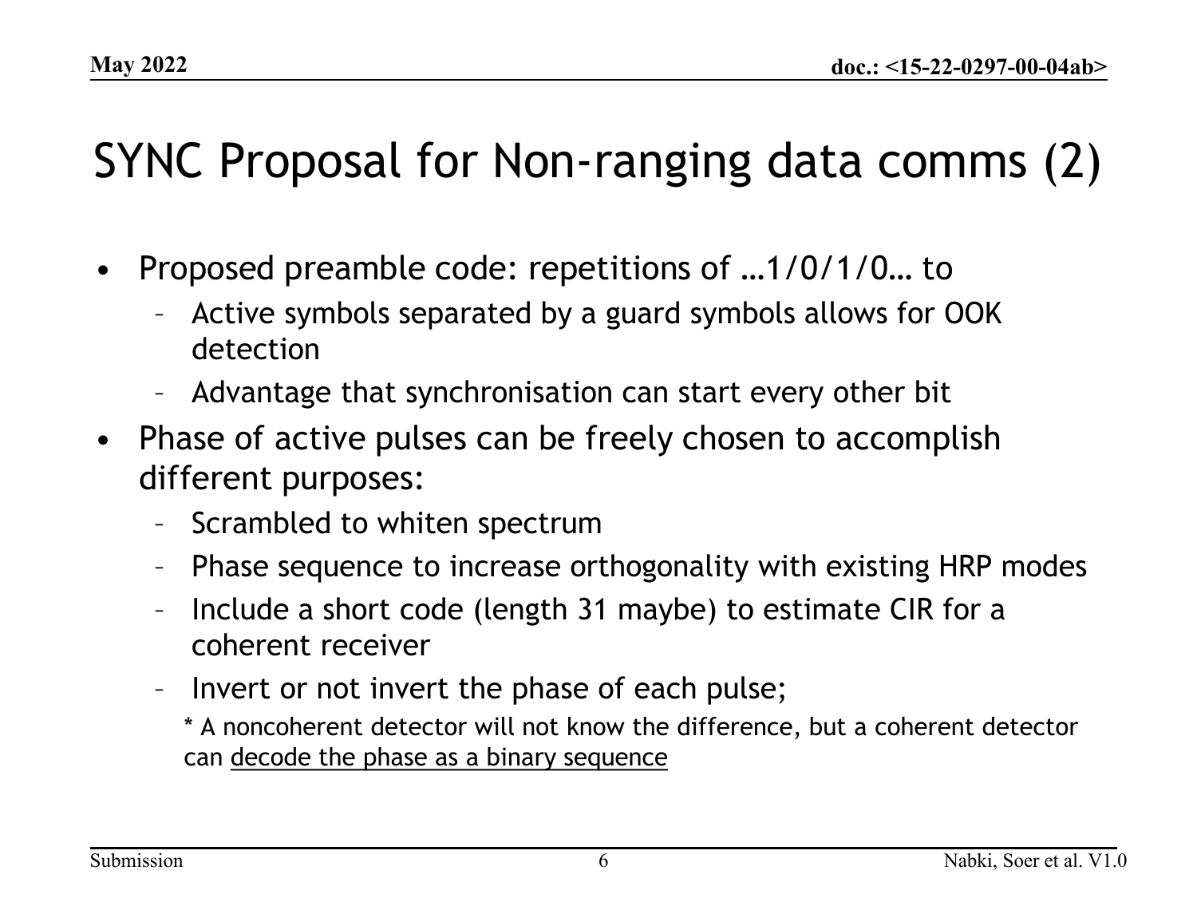# SYNC Proposal for Non-ranging data comms (2)

- Proposed preamble code: repetitions of …1/0/1/0… to
  - Active symbols separated by a guard symbols allows for OOK detection
  - Advantage that synchronisation can start every other bit
- Phase of active pulses can be freely chosen to accomplish different purposes:
  - Scrambled to whiten spectrum
  - Phase sequence to increase orthogonality with existing HRP modes
  - Include a short code (length 31 maybe) to estimate CIR for a coherent receiver
  - Invert or not invert the phase of each pulse;

    * A noncoherent detector will not know the difference, but a coherent detector can <u>decode the phase as a binary sequence</u>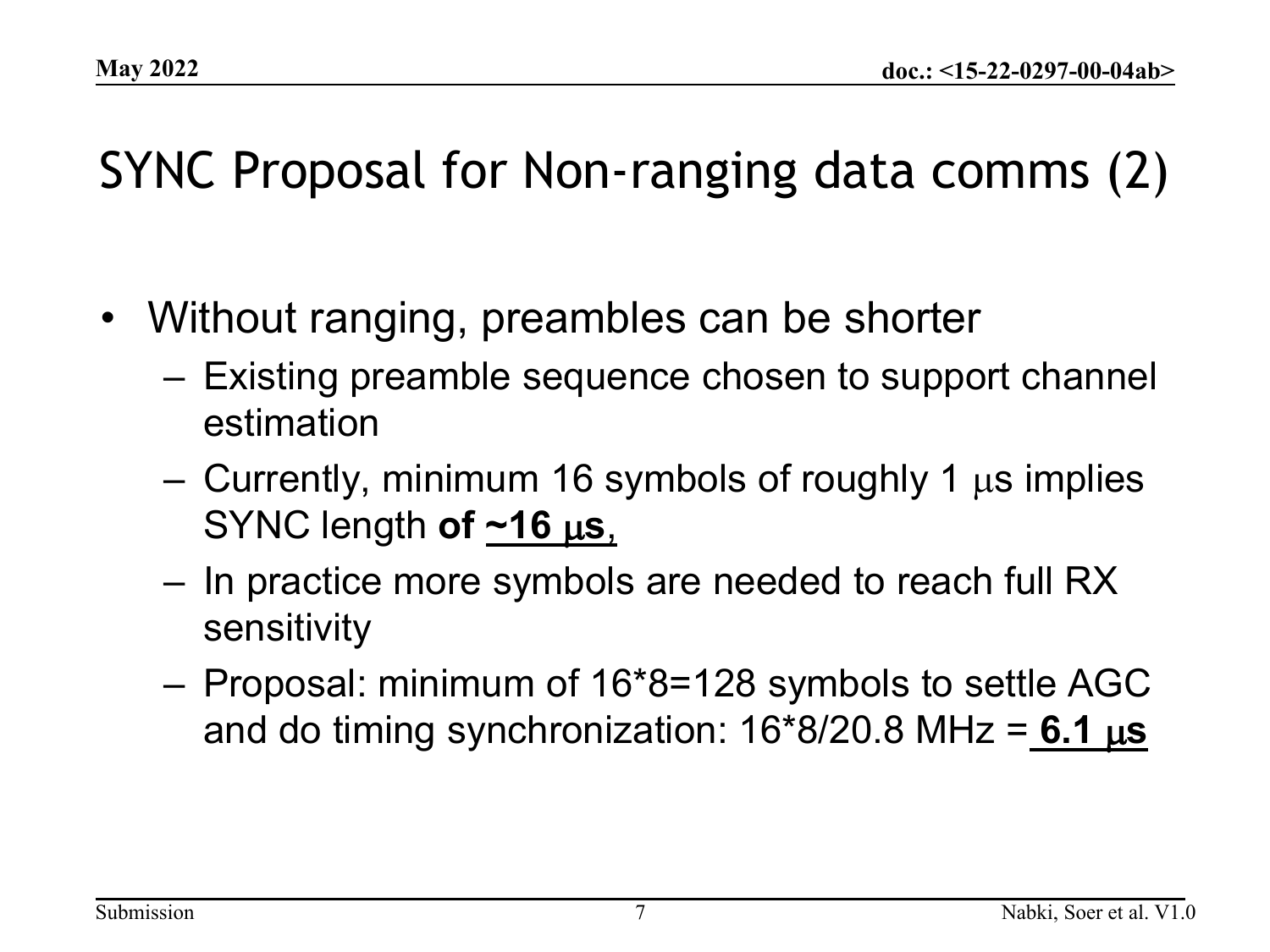# SYNC Proposal for Non-ranging data comms (2)

- Without ranging, preambles can be shorter
  - Existing preamble sequence chosen to support channel estimation
  - Currently, minimum 16 symbols of roughly 1 μs implies SYNC length **of ~16 μs**,
  - In practice more symbols are needed to reach full RX sensitivity
  - Proposal: minimum of 16*8=128 symbols to settle AGC and do timing synchronization: 16*8/20.8 MHz = **6.1 μs**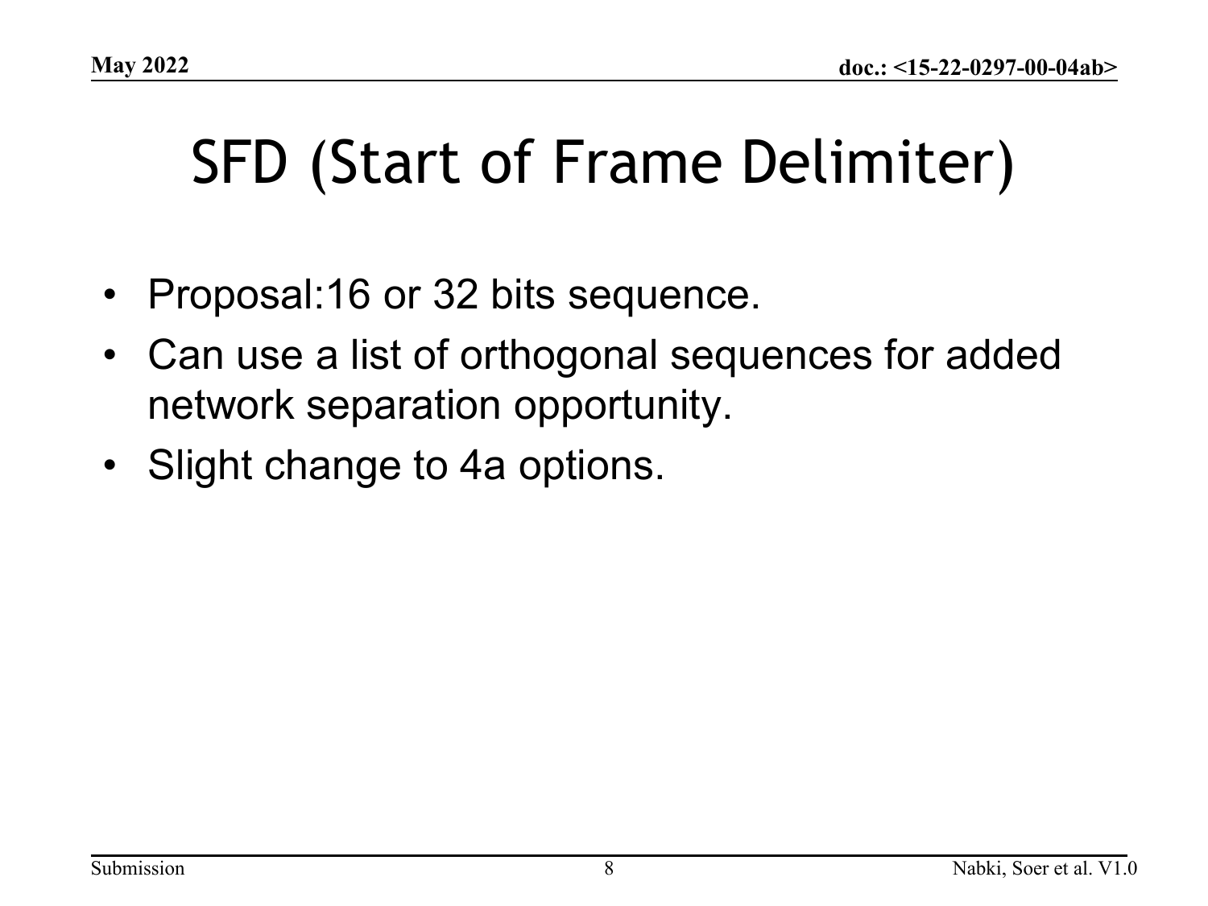# SFD (Start of Frame Delimiter)

- Proposal:16 or 32 bits sequence.
- Can use a list of orthogonal sequences for added network separation opportunity.
- Slight change to 4a options.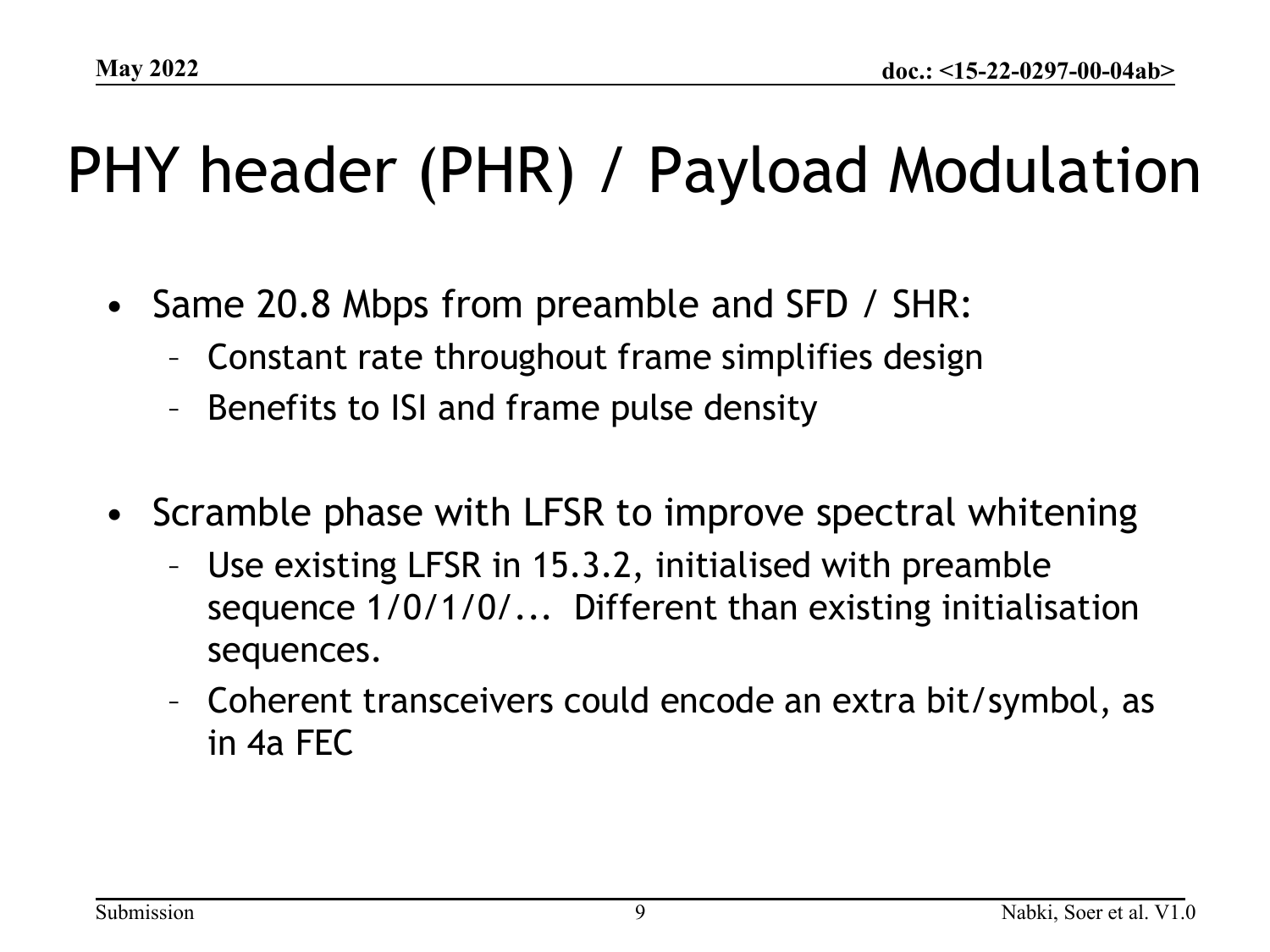# PHY header (PHR) / Payload Modulation

- Same 20.8 Mbps from preamble and SFD / SHR:
  - Constant rate throughout frame simplifies design
  - Benefits to ISI and frame pulse density
- Scramble phase with LFSR to improve spectral whitening
  - Use existing LFSR in 15.3.2, initialised with preamble sequence 1/0/1/0/... Different than existing initialisation sequences.
  - Coherent transceivers could encode an extra bit/symbol, as in 4a FEC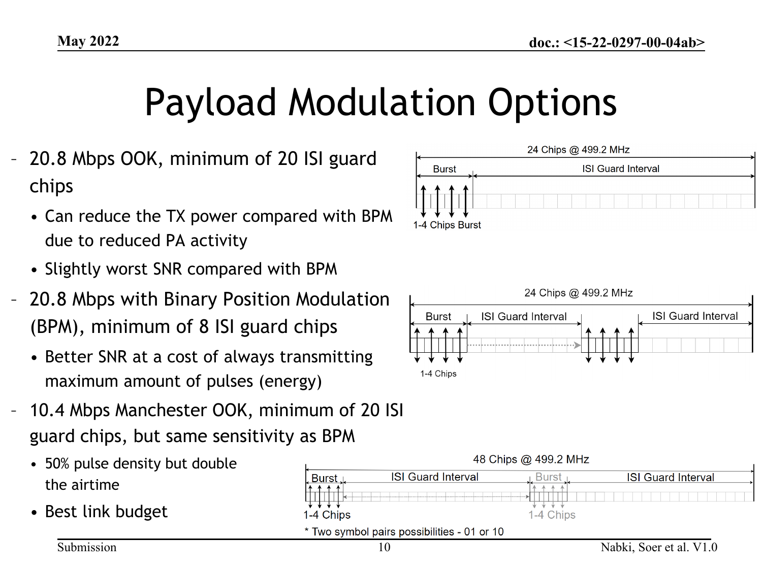# Payload Modulation Options

- 20.8 Mbps OOK, minimum of 20 ISI guard chips
  - Can reduce the TX power compared with BPM due to reduced PA activity
  - Slightly worst SNR compared with BPM

24 Chips @ 499.2 MHz
Burst
ISI Guard Interval
1-4 Chips Burst

- 20.8 Mbps with Binary Position Modulation (BPM), minimum of 8 ISI guard chips
  - Better SNR at a cost of always transmitting maximum amount of pulses (energy)

24 Chips @ 499.2 MHz
Burst
ISI Guard Interval
ISI Guard Interval
1-4 Chips

- 10.4 Mbps Manchester OOK, minimum of 20 ISI guard chips, but same sensitivity as BPM
  - 50% pulse density but double the airtime
  - Best link budget

48 Chips @ 499.2 MHz
Burst
ISI Guard Interval
Burst
ISI Guard Interval
1-4 Chips
1-4 Chips
* Two symbol pairs possibilities - 01 or 10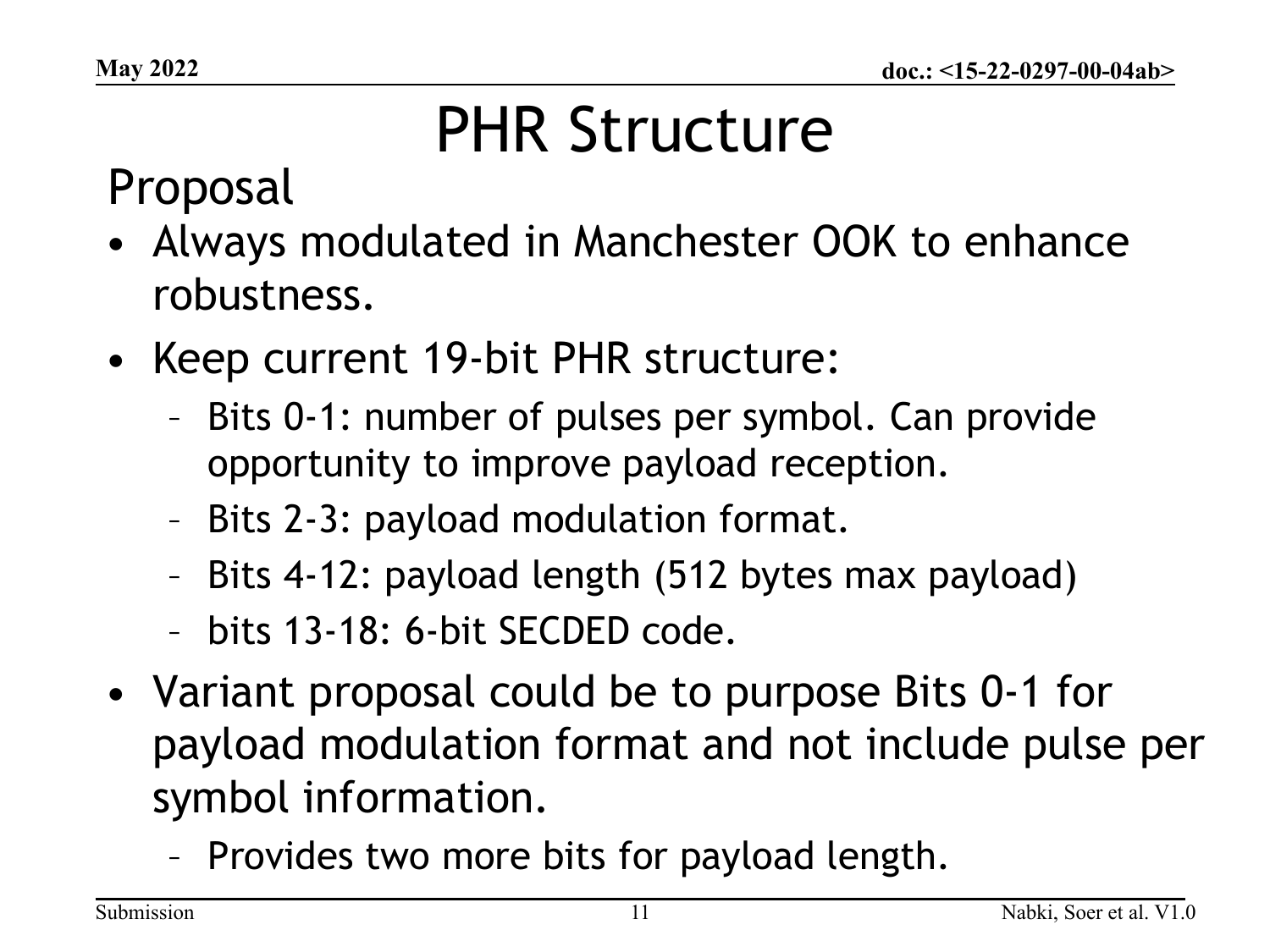# PHR Structure

## Proposal

- Always modulated in Manchester OOK to enhance robustness.
- Keep current 19-bit PHR structure:
  - Bits 0-1: number of pulses per symbol. Can provide opportunity to improve payload reception.
  - Bits 2-3: payload modulation format.
  - Bits 4-12: payload length (512 bytes max payload)
  - bits 13-18: 6-bit SECDED code.
- Variant proposal could be to purpose Bits 0-1 for payload modulation format and not include pulse per symbol information.
  - Provides two more bits for payload length.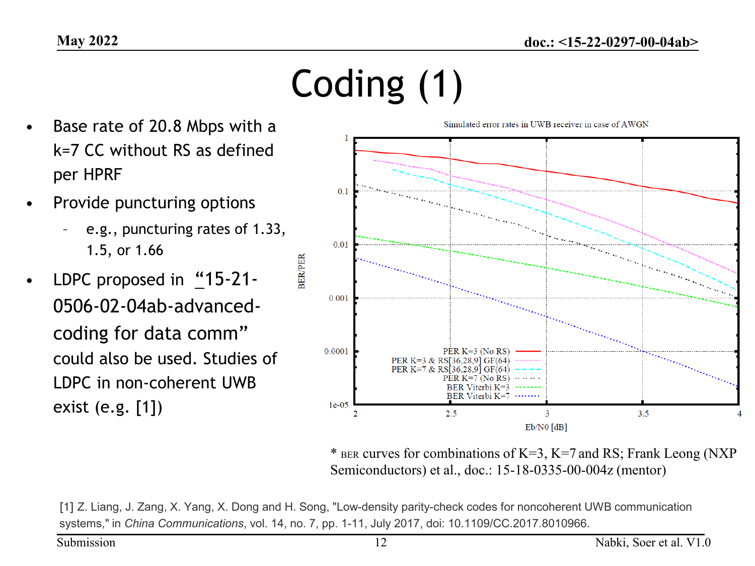# Coding (1)

- Base rate of 20.8 Mbps with a k=7 CC without RS as defined per HPRF
- Provide puncturing options
  - e.g., puncturing rates of 1.33, 1.5, or 1.66
- LDPC proposed in "15-21-0506-02-04ab-advanced-coding for data comm" could also be used. Studies of LDPC in non-coherent UWB exist (e.g. [1])

Simulated error rates in UWB receiver in case of AWGN

\* BER curves for combinations of K=3, K=7 and RS; Frank Leong (NXP Semiconductors) et al., doc.: 15-18-0335-00-004z (mentor)

[1] Z. Liang, J. Zang, X. Yang, X. Dong and H. Song, "Low-density parity-check codes for noncoherent UWB communication systems," in *China Communications*, vol. 14, no. 7, pp. 1-11, July 2017, doi: 10.1109/CC.2017.8010966.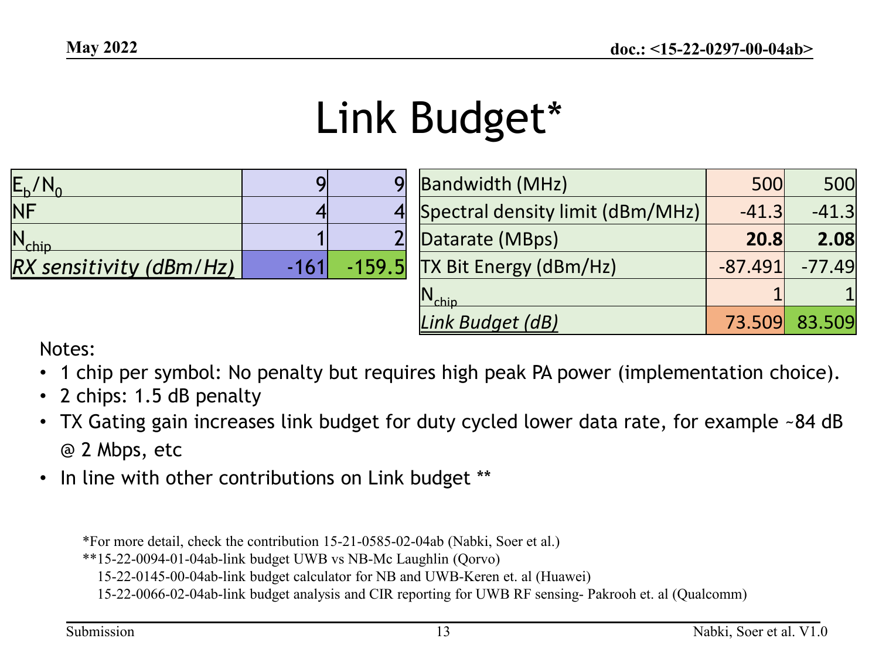# Link Budget*

| | | |
|---|---|---|
| $E_b/N_0$ | 9 | 9 |
| NF | 4 | 4 |
| $N_{chip}$ | 1 | 2 |
| *RX sensitivity (dBm/Hz)* | -161 | -159.5 |

| | | |
|---|---|---|
| Bandwidth (MHz) | 500 | 500 |
| Spectral density limit (dBm/MHz) | -41.3 | -41.3 |
| Datarate (MBps) | **20.8** | **2.08** |
| TX Bit Energy (dBm/Hz) | -87.491 | -77.49 |
| $N_{chip}$ | 1 | 1 |
| *Link Budget (dB)* | 73.509 | 83.509 |

Notes:

- 1 chip per symbol: No penalty but requires high peak PA power (implementation choice).
- 2 chips: 1.5 dB penalty
- TX Gating gain increases link budget for duty cycled lower data rate, for example ~84 dB @ 2 Mbps, etc
- In line with other contributions on Link budget **

*For more detail, check the contribution 15-21-0585-02-04ab (Nabki, Soer et al.)

**15-22-0094-01-04ab-link budget UWB vs NB-Mc Laughlin (Qorvo)

15-22-0145-00-04ab-link budget calculator for NB and UWB-Keren et. al (Huawei)

15-22-0066-02-04ab-link budget analysis and CIR reporting for UWB RF sensing- Pakrooh et. al (Qualcomm)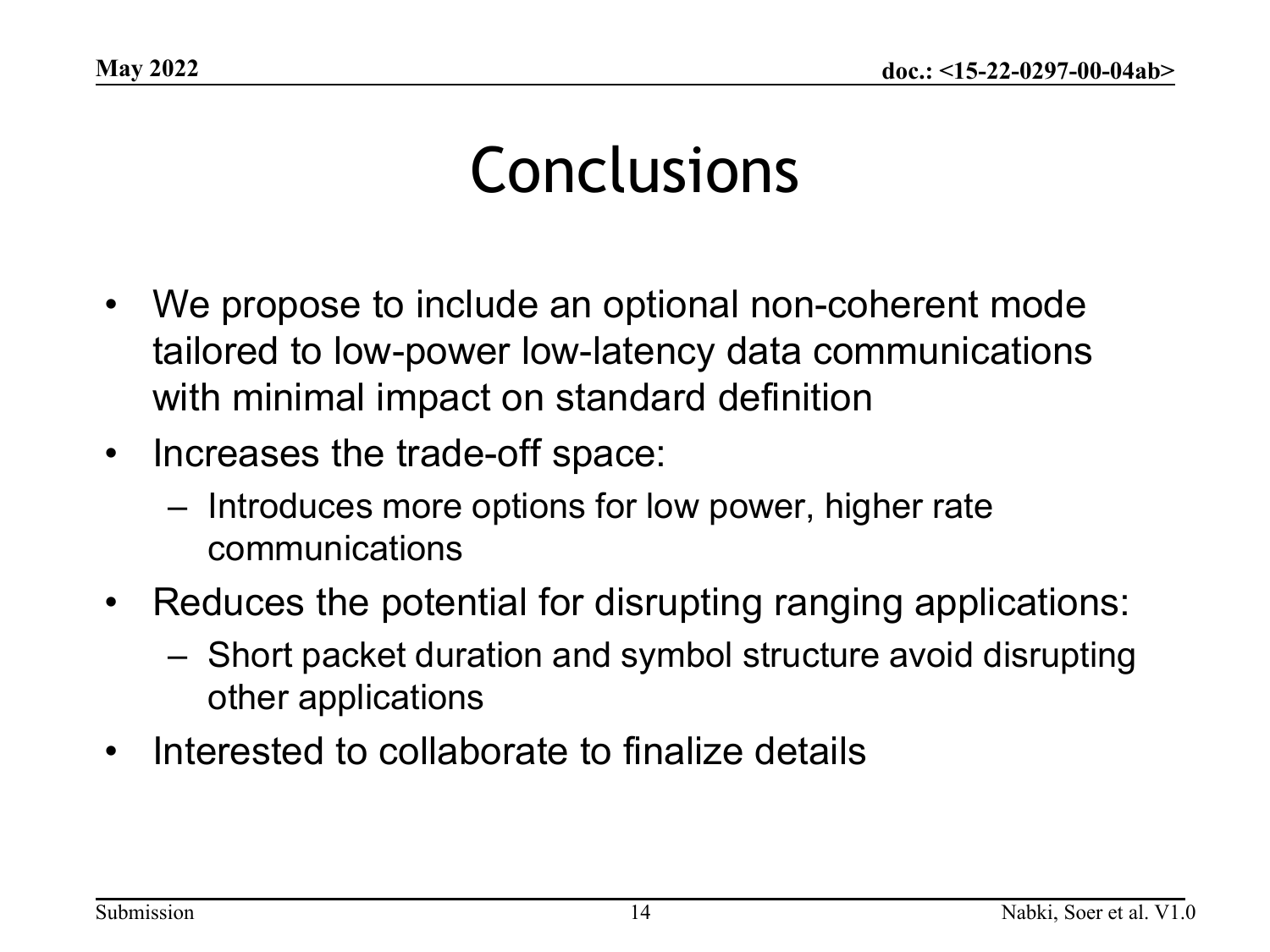# Conclusions

- We propose to include an optional non-coherent mode tailored to low-power low-latency data communications with minimal impact on standard definition
- Increases the trade-off space:
  - Introduces more options for low power, higher rate communications
- Reduces the potential for disrupting ranging applications:
  - Short packet duration and symbol structure avoid disrupting other applications
- Interested to collaborate to finalize details